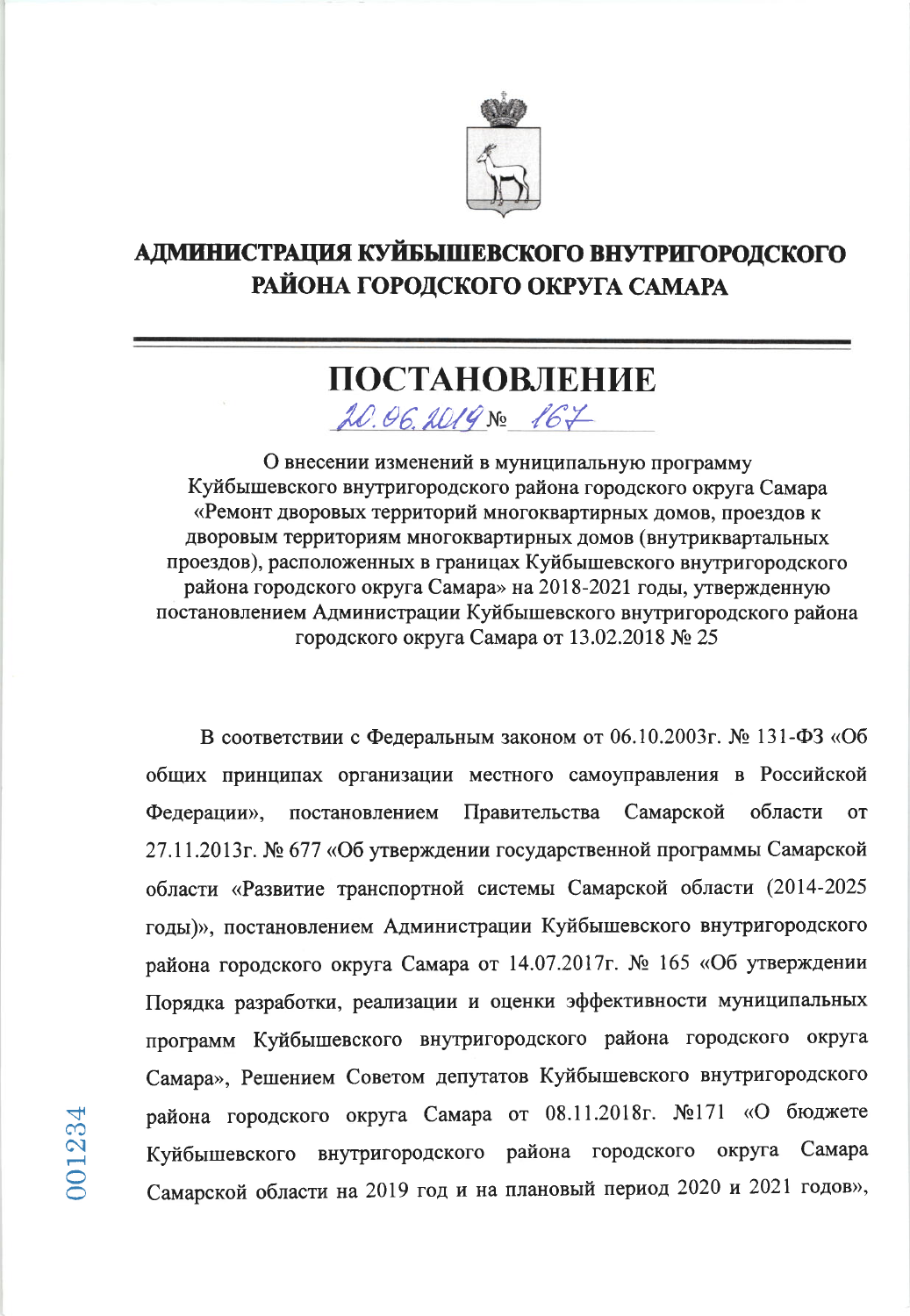**АДМИНИСТРАЦИЯ КУЙБЫШЕВСКОГО ВНУТРИГОРОДСКОГО РАЙОНА ГОРОДСКОГО ОКРУГА САМАРА**

# ПОСТАНОВЛЕНИЕ

20.06.2019 № 167

О внесении изменений в муниципальную программу Куйбышевского внутригородского района городского округа Самара «Ремонт дворовых территорий многоквартирных домов, проездов к дворовым территориям многоквартирных домов (внутриквартальных проездов), расположенных в границах Куйбышевского внутригородского района городского округа Самара» на 2018-2021 годы, утвержденную постановлением Администрации Куйбышевского внутригородского района городского округа Самара от 13.02.2018 № 25

В соответствии с Федеральным законом от 06.10.2003г. № 131-ФЗ «Об общих принципах организации местного самоуправления в Российской Федерации», постановлением Правительства Самарской области от 27.11.2013г. № 677 «Об утверждении государственной программы Самарской области «Развитие транспортной системы Самарской области (2014-2025 годы)», постановлением Администрации Куйбышевского внутригородского района городского округа Самара от 14.07.2017г. № 165 «Об утверждении Порядка разработки, реализации и оценки эффективности муниципальных программ Куйбышевского внутригородского района городского округа Самара», Решением Советом депутатов Куйбышевского внутригородского района городского округа Самара от 08.11.2018г. №171 «О бюджете Куйбышевского внутригородского района городского округа Самара Самарской области на 2019 год и на плановый период 2020 и 2021 годов»,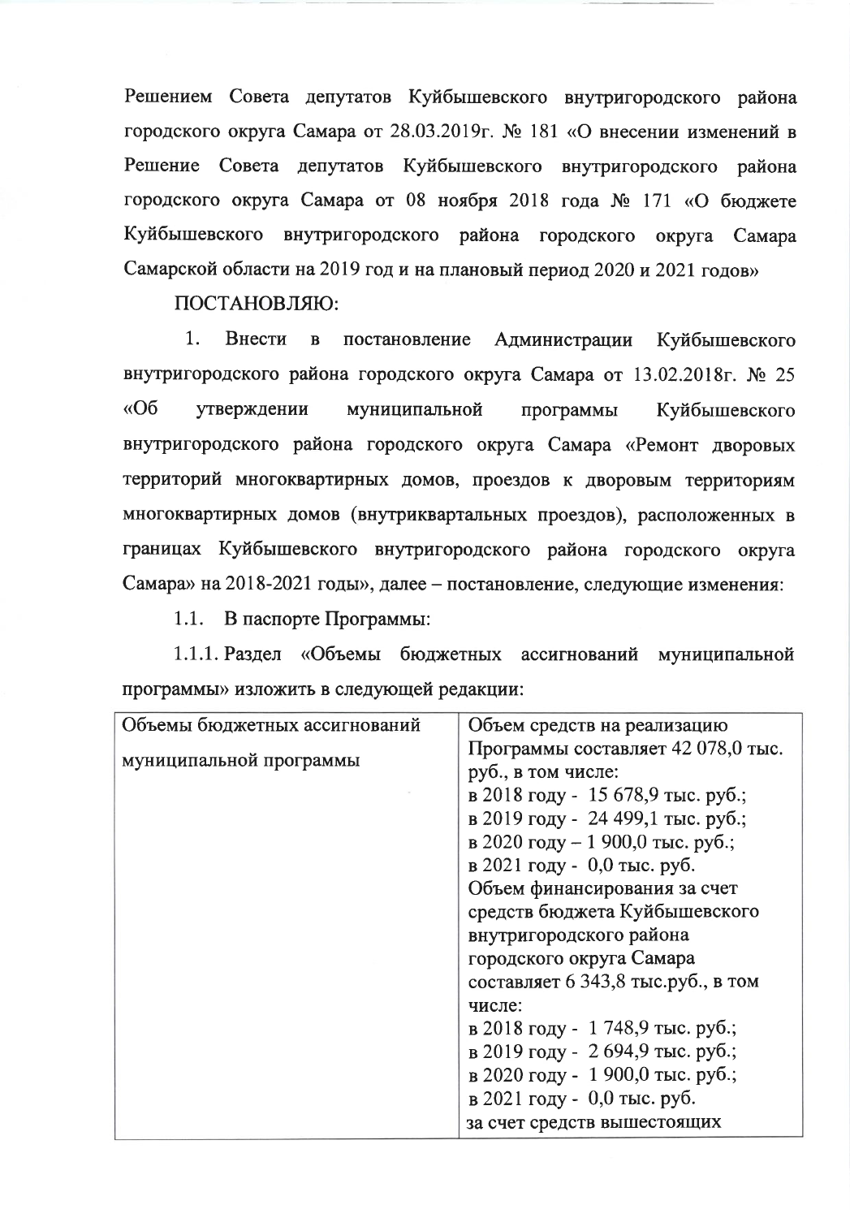Решением Совета депутатов Куйбышевского внутригородского района городского округа Самара от 28.03.2019г. № 181 «О внесении изменений в Решение Совета депутатов Куйбышевского внутригородского района городского округа Самара от 08 ноября 2018 года № 171 «О бюджете Куйбышевского внутригородского района городского округа Самара Самарской области на 2019 год и на плановый период 2020 и 2021 годов»

ПОСТАНОВЛЯЮ:

1. Внести в постановление Администрации Куйбышевского внутригородского района городского округа Самара от 13.02.2018г. № 25 «Об утверждении муниципальной программы Куйбышевского внутригородского района городского округа Самара «Ремонт дворовых территорий многоквартирных домов, проездов к дворовым территориям многоквартирных домов (внутриквартальных проездов), расположенных в границах Куйбышевского внутригородского района городского округа Самара» на 2018-2021 годы», далее – постановление, следующие изменения:

1.1. В паспорте Программы:

1.1.1. Раздел «Объемы бюджетных ассигнований муниципальной программы» изложить в следующей редакции:

| Объемы бюджетных ассигнований муниципальной программы | Объем средств на реализацию Программы составляет 42 078,0 тыс. руб., в том числе:<br>в 2018 году - 15 678,9 тыс. руб.;<br>в 2019 году - 24 499,1 тыс. руб.;<br>в 2020 году – 1 900,0 тыс. руб.;<br>в 2021 году - 0,0 тыс. руб.<br>Объем финансирования за счет средств бюджета Куйбышевского внутригородского района городского округа Самара составляет 6 343,8 тыс.руб., в том числе:<br>в 2018 году - 1 748,9 тыс. руб.;<br>в 2019 году - 2 694,9 тыс. руб.;<br>в 2020 году - 1 900,0 тыс. руб.;<br>в 2021 году - 0,0 тыс. руб.<br>за счет средств вышестоящих |
|---|---|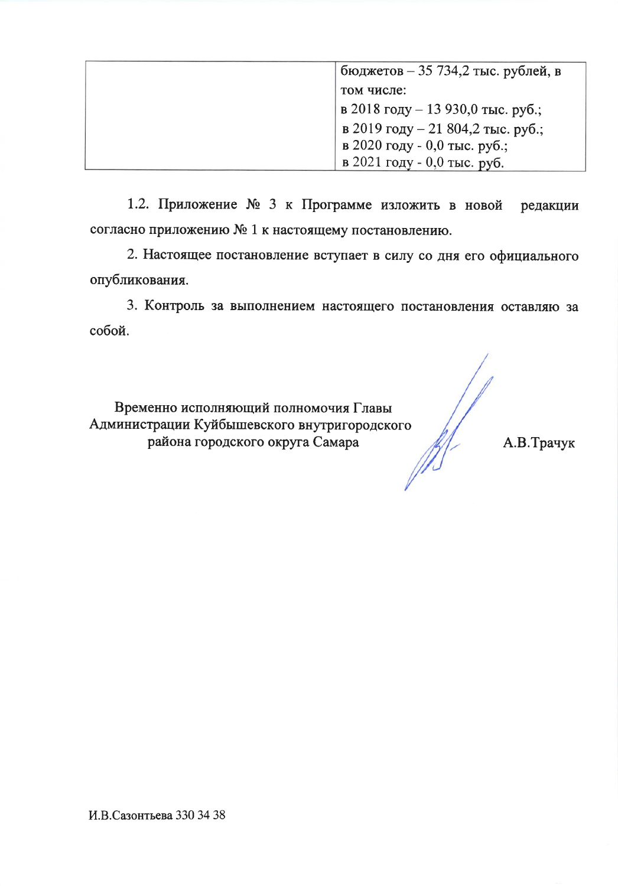| | бюджетов – 35 734,2 тыс. рублей, в том числе:<br>в 2018 году – 13 930,0 тыс. руб.;<br>в 2019 году – 21 804,2 тыс. руб.;<br>в 2020 году - 0,0 тыс. руб.;<br>в 2021 году - 0,0 тыс. руб. |
|---|---|

1.2. Приложение № 3 к Программе изложить в новой редакции согласно приложению № 1 к настоящему постановлению.

2. Настоящее постановление вступает в силу со дня его официального опубликования.

3. Контроль за выполнением настоящего постановления оставляю за собой.

Временно исполняющий полномочия Главы
Администрации Куйбышевского внутригородского
района городского округа Самара

А.В.Трачук

И.В.Сазонтьева 330 34 38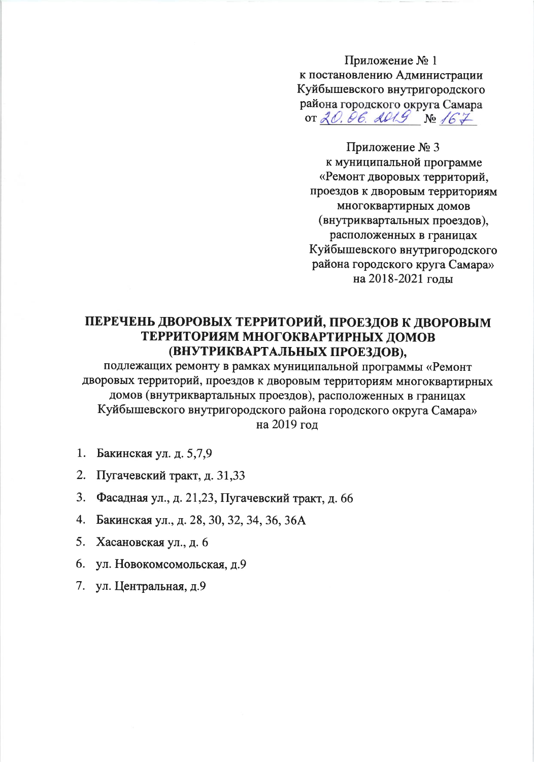Приложение № 1
к постановлению Администрации
Куйбышевского внутригородского
района городского округа Самара
от 20.06.2019 № 167

Приложение № 3
к муниципальной программе
«Ремонт дворовых территорий,
проездов к дворовым территориям
многоквартирных домов
(внутриквартальных проездов),
расположенных в границах
Куйбышевского внутригородского
района городского круга Самара»
на 2018-2021 годы

# ПЕРЕЧЕНЬ ДВОРОВЫХ ТЕРРИТОРИЙ, ПРОЕЗДОВ К ДВОРОВЫМ ТЕРРИТОРИЯМ МНОГОКВАРТИРНЫХ ДОМОВ (ВНУТРИКВАРТАЛЬНЫХ ПРОЕЗДОВ),

подлежащих ремонту в рамках муниципальной программы «Ремонт дворовых территорий, проездов к дворовым территориям многоквартирных домов (внутриквартальных проездов), расположенных в границах Куйбышевского внутригородского района городского округа Самара» на 2019 год

1. Бакинская ул. д. 5,7,9
2. Пугачевский тракт, д. 31,33
3. Фасадная ул., д. 21,23, Пугачевский тракт, д. 66
4. Бакинская ул., д. 28, 30, 32, 34, 36, 36А
5. Хасановская ул., д. 6
6. ул. Новокомсомольская, д.9
7. ул. Центральная, д.9